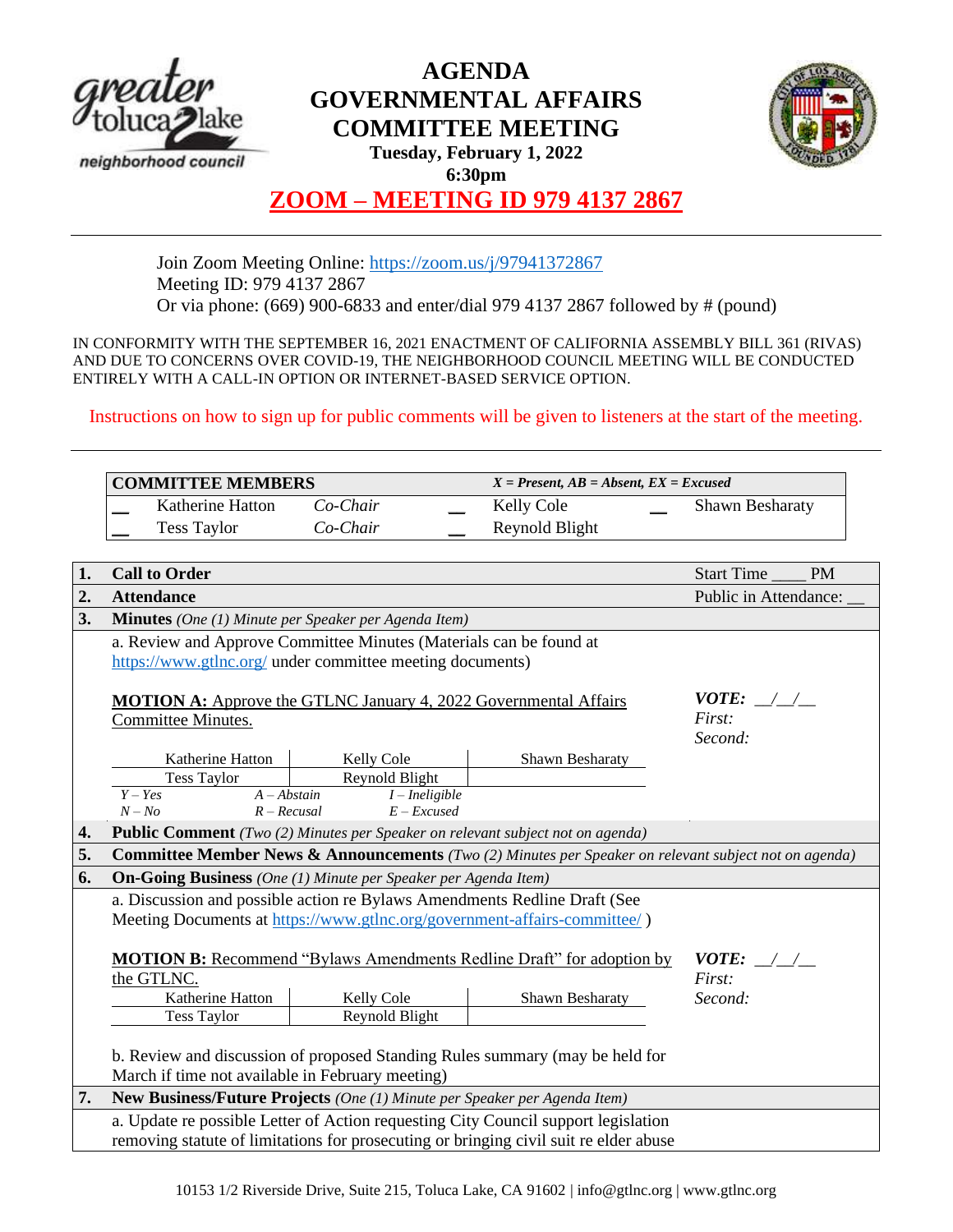# AGENDA
# GOVERNMENTAL AFFAIRS COMMITTEE MEETING

**Tuesday, February 1, 2022**
**6:30pm**

## ZOOM – MEETING ID 979 4137 2867

Join Zoom Meeting Online: https://zoom.us/j/97941372867
Meeting ID: 979 4137 2867
Or via phone: (669) 900-6833 and enter/dial 979 4137 2867 followed by # (pound)

IN CONFORMITY WITH THE SEPTEMBER 16, 2021 ENACTMENT OF CALIFORNIA ASSEMBLY BILL 361 (RIVAS) AND DUE TO CONCERNS OVER COVID-19, THE NEIGHBORHOOD COUNCIL MEETING WILL BE CONDUCTED ENTIRELY WITH A CALL-IN OPTION OR INTERNET-BASED SERVICE OPTION.

Instructions on how to sign up for public comments will be given to listeners at the start of the meeting.

| **COMMITTEE MEMBERS** | | | | | | *X = Present, AB = Absent, EX = Excused* |
|---|---|---|---|---|---|---|
| __ | Katherine Hatton | *Co-Chair* | __ | Kelly Cole | __ | Shawn Besharaty |
| __ | Tess Taylor | *Co-Chair* | __ | Reynold Blight | | |

**1. Call to Order** — Start Time ____ PM

**2. Attendance** — Public in Attendance: __

**3. Minutes** *(One (1) Minute per Speaker per Agenda Item)*

a. Review and Approve Committee Minutes (Materials can be found at https://www.gtlnc.org/ under committee meeting documents)

**MOTION A:** Approve the GTLNC January 4, 2022 Governmental Affairs Committee Minutes.

***VOTE:*** __/__/__
*First:*
*Second:*

| Katherine Hatton | Kelly Cole | Shawn Besharaty |
|---|---|---|
| Tess Taylor | Reynold Blight | |

*Y – Yes* *A – Abstain* *I – Ineligible*
*N – No* *R – Recusal* *E – Excused*

**4. Public Comment** *(Two (2) Minutes per Speaker on relevant subject not on agenda)*

**5. Committee Member News & Announcements** *(Two (2) Minutes per Speaker on relevant subject not on agenda)*

**6. On-Going Business** *(One (1) Minute per Speaker per Agenda Item)*

a. Discussion and possible action re Bylaws Amendments Redline Draft (See Meeting Documents at https://www.gtlnc.org/government-affairs-committee/ )

**MOTION B:** Recommend "Bylaws Amendments Redline Draft" for adoption by the GTLNC.

***VOTE:*** __/__/__
*First:*
*Second:*

| Katherine Hatton | Kelly Cole | Shawn Besharaty |
|---|---|---|
| Tess Taylor | Reynold Blight | |

b. Review and discussion of proposed Standing Rules summary (may be held for March if time not available in February meeting)

**7. New Business/Future Projects** *(One (1) Minute per Speaker per Agenda Item)*

a. Update re possible Letter of Action requesting City Council support legislation removing statute of limitations for prosecuting or bringing civil suit re elder abuse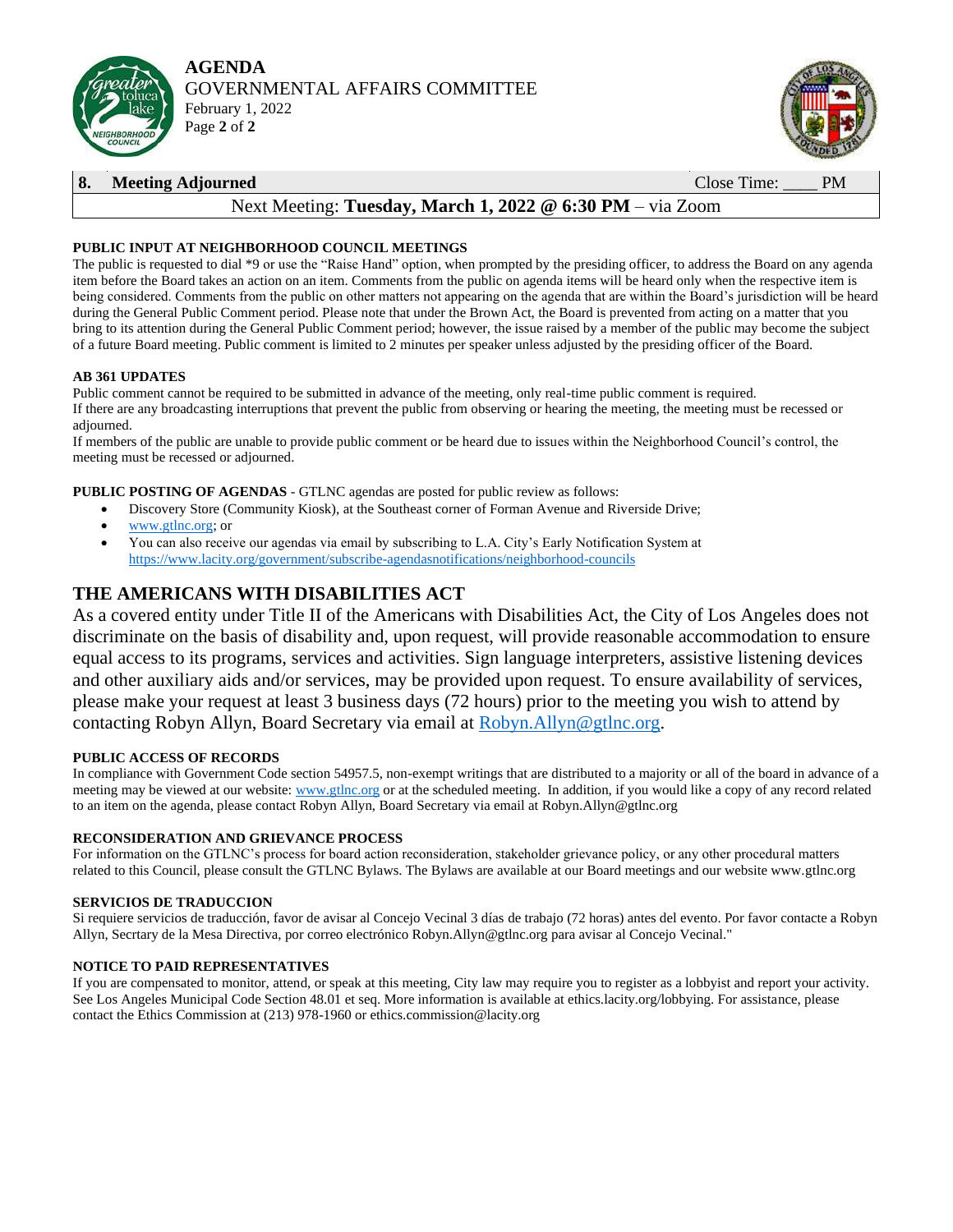| 8. | Meeting Adjourned | Close Time: ____ PM |
|---|---|---|

Next Meeting: **Tuesday, March 1, 2022 @ 6:30 PM** – via Zoom

**PUBLIC INPUT AT NEIGHBORHOOD COUNCIL MEETINGS**

The public is requested to dial *9 or use the "Raise Hand" option, when prompted by the presiding officer, to address the Board on any agenda item before the Board takes an action on an item. Comments from the public on agenda items will be heard only when the respective item is being considered. Comments from the public on other matters not appearing on the agenda that are within the Board's jurisdiction will be heard during the General Public Comment period. Please note that under the Brown Act, the Board is prevented from acting on a matter that you bring to its attention during the General Public Comment period; however, the issue raised by a member of the public may become the subject of a future Board meeting. Public comment is limited to 2 minutes per speaker unless adjusted by the presiding officer of the Board.

**AB 361 UPDATES**

Public comment cannot be required to be submitted in advance of the meeting, only real-time public comment is required.
If there are any broadcasting interruptions that prevent the public from observing or hearing the meeting, the meeting must be recessed or adjourned.
If members of the public are unable to provide public comment or be heard due to issues within the Neighborhood Council's control, the meeting must be recessed or adjourned.

**PUBLIC POSTING OF AGENDAS** - GTLNC agendas are posted for public review as follows:

- Discovery Store (Community Kiosk), at the Southeast corner of Forman Avenue and Riverside Drive;
- www.gtlnc.org; or
- You can also receive our agendas via email by subscribing to L.A. City's Early Notification System at https://www.lacity.org/government/subscribe-agendasnotifications/neighborhood-councils

## THE AMERICANS WITH DISABILITIES ACT

As a covered entity under Title II of the Americans with Disabilities Act, the City of Los Angeles does not discriminate on the basis of disability and, upon request, will provide reasonable accommodation to ensure equal access to its programs, services and activities. Sign language interpreters, assistive listening devices and other auxiliary aids and/or services, may be provided upon request. To ensure availability of services, please make your request at least 3 business days (72 hours) prior to the meeting you wish to attend by contacting Robyn Allyn, Board Secretary via email at Robyn.Allyn@gtlnc.org.

**PUBLIC ACCESS OF RECORDS**

In compliance with Government Code section 54957.5, non-exempt writings that are distributed to a majority or all of the board in advance of a meeting may be viewed at our website: www.gtlnc.org or at the scheduled meeting. In addition, if you would like a copy of any record related to an item on the agenda, please contact Robyn Allyn, Board Secretary via email at Robyn.Allyn@gtlnc.org

**RECONSIDERATION AND GRIEVANCE PROCESS**

For information on the GTLNC's process for board action reconsideration, stakeholder grievance policy, or any other procedural matters related to this Council, please consult the GTLNC Bylaws. The Bylaws are available at our Board meetings and our website www.gtlnc.org

**SERVICIOS DE TRADUCCION**

Si requiere servicios de traducción, favor de avisar al Concejo Vecinal 3 días de trabajo (72 horas) antes del evento. Por favor contacte a Robyn Allyn, Secrtary de la Mesa Directiva, por correo electrónico Robyn.Allyn@gtlnc.org para avisar al Concejo Vecinal."

**NOTICE TO PAID REPRESENTATIVES**

If you are compensated to monitor, attend, or speak at this meeting, City law may require you to register as a lobbyist and report your activity. See Los Angeles Municipal Code Section 48.01 et seq. More information is available at ethics.lacity.org/lobbying. For assistance, please contact the Ethics Commission at (213) 978-1960 or ethics.commission@lacity.org